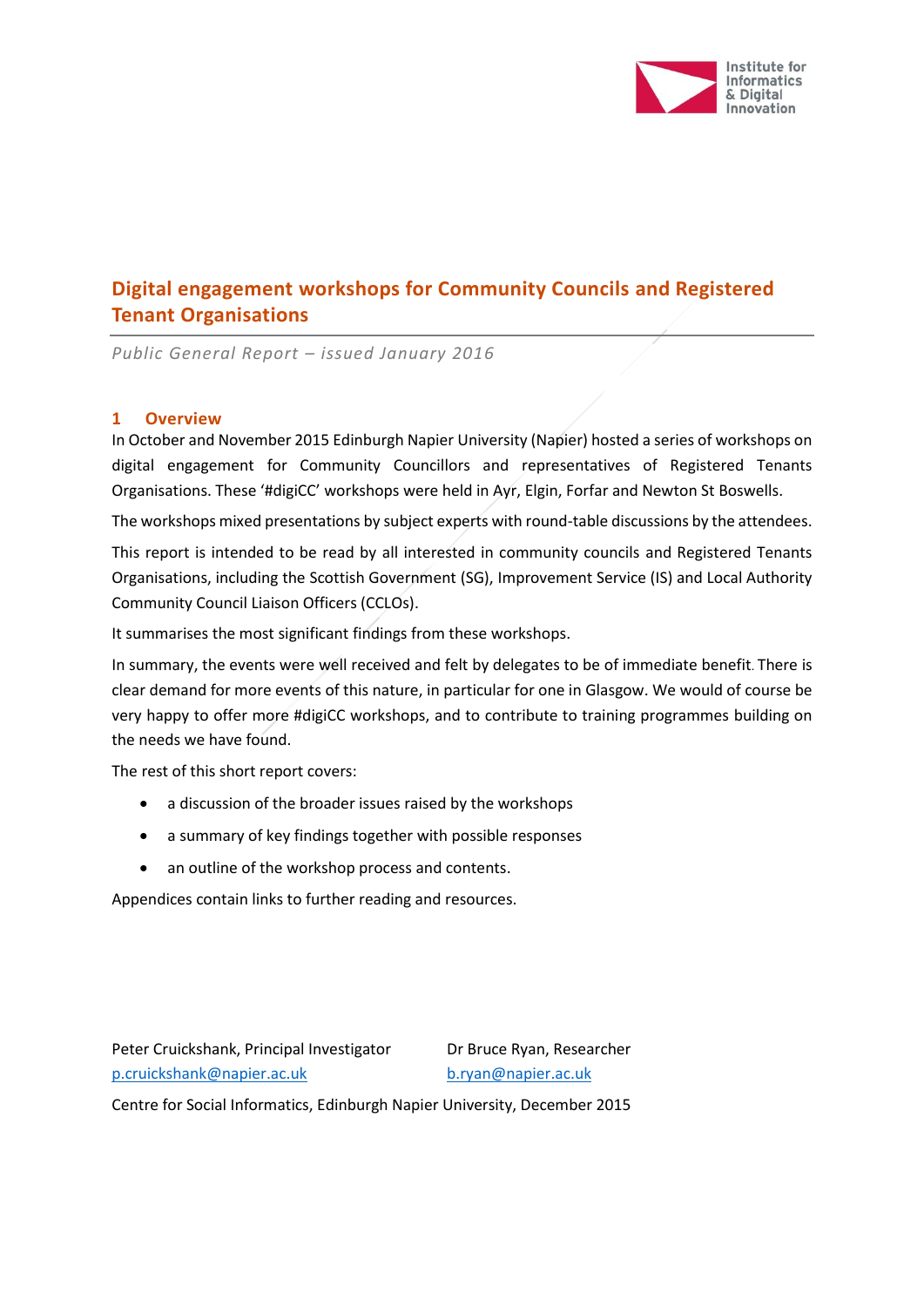Institute for Informatics & Digital Innovation

# Digital engagement workshops for Community Councils and Registered Tenant Organisations

*Public General Report – issued January 2016*

## 1 Overview

In October and November 2015 Edinburgh Napier University (Napier) hosted a series of workshops on digital engagement for Community Councillors and representatives of Registered Tenants Organisations. These '#digiCC' workshops were held in Ayr, Elgin, Forfar and Newton St Boswells.

The workshops mixed presentations by subject experts with round-table discussions by the attendees.

This report is intended to be read by all interested in community councils and Registered Tenants Organisations, including the Scottish Government (SG), Improvement Service (IS) and Local Authority Community Council Liaison Officers (CCLOs).

It summarises the most significant findings from these workshops.

In summary, the events were well received and felt by delegates to be of immediate benefit. There is clear demand for more events of this nature, in particular for one in Glasgow. We would of course be very happy to offer more #digiCC workshops, and to contribute to training programmes building on the needs we have found.

The rest of this short report covers:

- a discussion of the broader issues raised by the workshops
- a summary of key findings together with possible responses
- an outline of the workshop process and contents.

Appendices contain links to further reading and resources.

Peter Cruickshank, Principal Investigator
p.cruickshank@napier.ac.uk

Dr Bruce Ryan, Researcher
b.ryan@napier.ac.uk

Centre for Social Informatics, Edinburgh Napier University, December 2015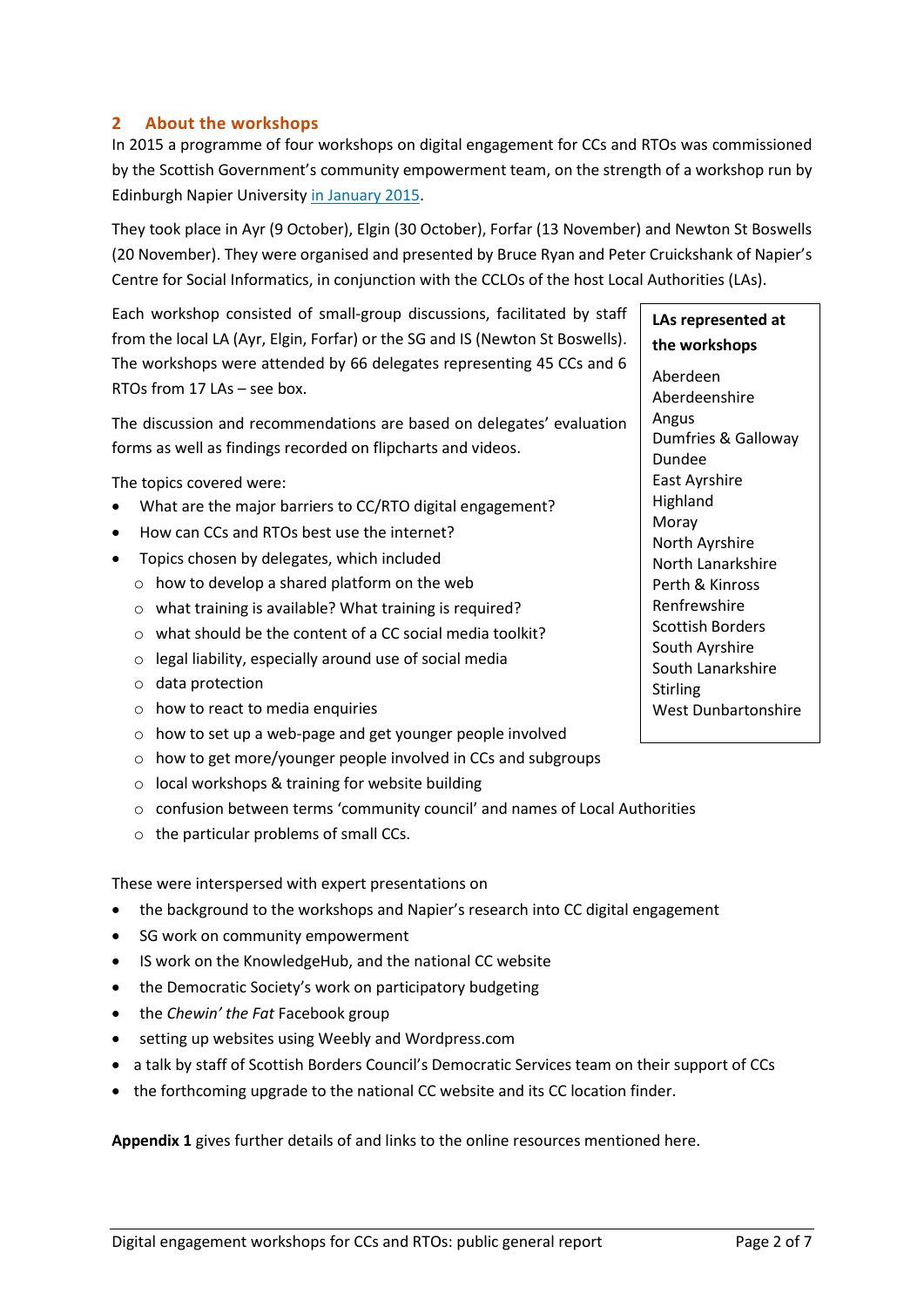## 2 About the workshops

In 2015 a programme of four workshops on digital engagement for CCs and RTOs was commissioned by the Scottish Government's community empowerment team, on the strength of a workshop run by Edinburgh Napier University in January 2015.

They took place in Ayr (9 October), Elgin (30 October), Forfar (13 November) and Newton St Boswells (20 November). They were organised and presented by Bruce Ryan and Peter Cruickshank of Napier's Centre for Social Informatics, in conjunction with the CCLOs of the host Local Authorities (LAs).

Each workshop consisted of small-group discussions, facilitated by staff from the local LA (Ayr, Elgin, Forfar) or the SG and IS (Newton St Boswells). The workshops were attended by 66 delegates representing 45 CCs and 6 RTOs from 17 LAs – see box.

**LAs represented at the workshops**

Aberdeen
Aberdeenshire
Angus
Dumfries & Galloway
Dundee
East Ayrshire
Highland
Moray
North Ayrshire
North Lanarkshire
Perth & Kinross
Renfrewshire
Scottish Borders
South Ayrshire
South Lanarkshire
Stirling
West Dunbartonshire

The discussion and recommendations are based on delegates' evaluation forms as well as findings recorded on flipcharts and videos.

The topics covered were:

- What are the major barriers to CC/RTO digital engagement?
- How can CCs and RTOs best use the internet?
- Topics chosen by delegates, which included
  - how to develop a shared platform on the web
  - what training is available? What training is required?
  - what should be the content of a CC social media toolkit?
  - legal liability, especially around use of social media
  - data protection
  - how to react to media enquiries
  - how to set up a web-page and get younger people involved
  - how to get more/younger people involved in CCs and subgroups
  - local workshops & training for website building
  - confusion between terms 'community council' and names of Local Authorities
  - the particular problems of small CCs.

These were interspersed with expert presentations on

- the background to the workshops and Napier's research into CC digital engagement
- SG work on community empowerment
- IS work on the KnowledgeHub, and the national CC website
- the Democratic Society's work on participatory budgeting
- the *Chewin' the Fat* Facebook group
- setting up websites using Weebly and Wordpress.com
- a talk by staff of Scottish Borders Council's Democratic Services team on their support of CCs
- the forthcoming upgrade to the national CC website and its CC location finder.

**Appendix 1** gives further details of and links to the online resources mentioned here.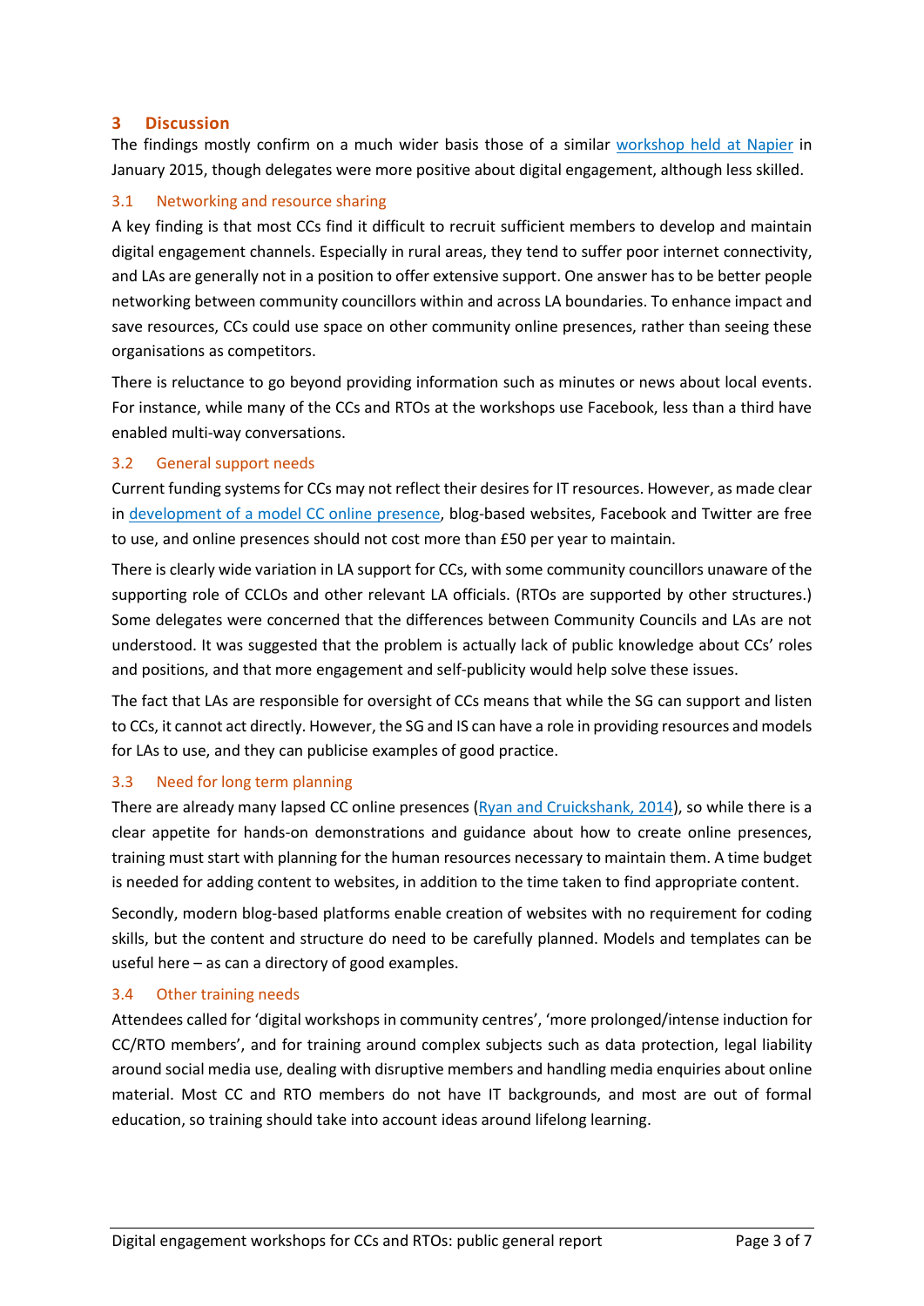## 3 Discussion

The findings mostly confirm on a much wider basis those of a similar workshop held at Napier in January 2015, though delegates were more positive about digital engagement, although less skilled.

### 3.1 Networking and resource sharing

A key finding is that most CCs find it difficult to recruit sufficient members to develop and maintain digital engagement channels. Especially in rural areas, they tend to suffer poor internet connectivity, and LAs are generally not in a position to offer extensive support. One answer has to be better people networking between community councillors within and across LA boundaries. To enhance impact and save resources, CCs could use space on other community online presences, rather than seeing these organisations as competitors.

There is reluctance to go beyond providing information such as minutes or news about local events. For instance, while many of the CCs and RTOs at the workshops use Facebook, less than a third have enabled multi-way conversations.

### 3.2 General support needs

Current funding systems for CCs may not reflect their desires for IT resources. However, as made clear in development of a model CC online presence, blog-based websites, Facebook and Twitter are free to use, and online presences should not cost more than £50 per year to maintain.

There is clearly wide variation in LA support for CCs, with some community councillors unaware of the supporting role of CCLOs and other relevant LA officials. (RTOs are supported by other structures.) Some delegates were concerned that the differences between Community Councils and LAs are not understood. It was suggested that the problem is actually lack of public knowledge about CCs' roles and positions, and that more engagement and self-publicity would help solve these issues.

The fact that LAs are responsible for oversight of CCs means that while the SG can support and listen to CCs, it cannot act directly. However, the SG and IS can have a role in providing resources and models for LAs to use, and they can publicise examples of good practice.

### 3.3 Need for long term planning

There are already many lapsed CC online presences (Ryan and Cruickshank, 2014), so while there is a clear appetite for hands-on demonstrations and guidance about how to create online presences, training must start with planning for the human resources necessary to maintain them. A time budget is needed for adding content to websites, in addition to the time taken to find appropriate content.

Secondly, modern blog-based platforms enable creation of websites with no requirement for coding skills, but the content and structure do need to be carefully planned. Models and templates can be useful here – as can a directory of good examples.

### 3.4 Other training needs

Attendees called for 'digital workshops in community centres', 'more prolonged/intense induction for CC/RTO members', and for training around complex subjects such as data protection, legal liability around social media use, dealing with disruptive members and handling media enquiries about online material. Most CC and RTO members do not have IT backgrounds, and most are out of formal education, so training should take into account ideas around lifelong learning.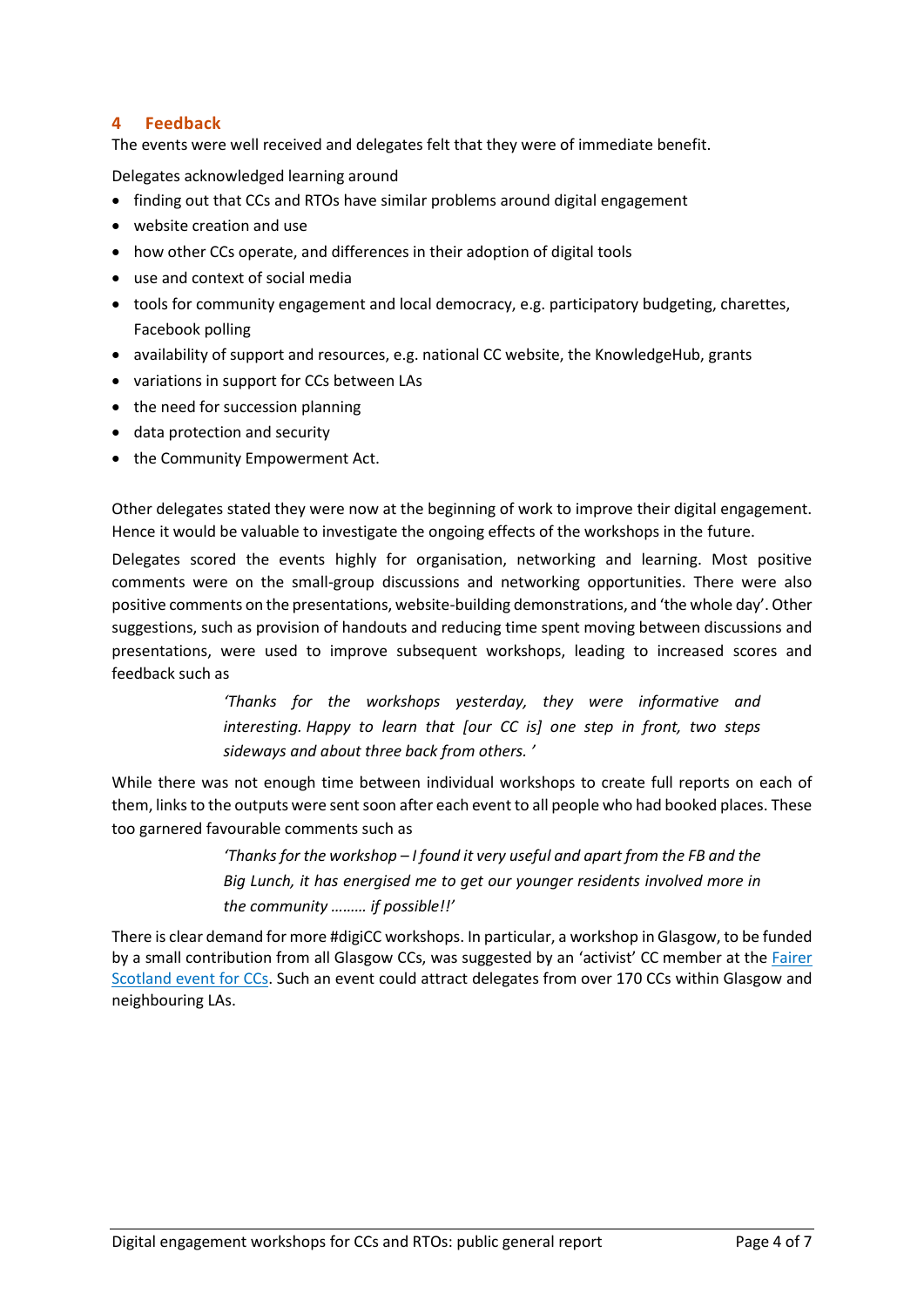## 4 Feedback

The events were well received and delegates felt that they were of immediate benefit.

Delegates acknowledged learning around

- finding out that CCs and RTOs have similar problems around digital engagement
- website creation and use
- how other CCs operate, and differences in their adoption of digital tools
- use and context of social media
- tools for community engagement and local democracy, e.g. participatory budgeting, charettes, Facebook polling
- availability of support and resources, e.g. national CC website, the KnowledgeHub, grants
- variations in support for CCs between LAs
- the need for succession planning
- data protection and security
- the Community Empowerment Act.

Other delegates stated they were now at the beginning of work to improve their digital engagement. Hence it would be valuable to investigate the ongoing effects of the workshops in the future.

Delegates scored the events highly for organisation, networking and learning. Most positive comments were on the small-group discussions and networking opportunities. There were also positive comments on the presentations, website-building demonstrations, and 'the whole day'. Other suggestions, such as provision of handouts and reducing time spent moving between discussions and presentations, were used to improve subsequent workshops, leading to increased scores and feedback such as

> *'Thanks for the workshops yesterday, they were informative and interesting. Happy to learn that [our CC is] one step in front, two steps sideways and about three back from others. '*

While there was not enough time between individual workshops to create full reports on each of them, links to the outputs were sent soon after each event to all people who had booked places. These too garnered favourable comments such as

> *'Thanks for the workshop – I found it very useful and apart from the FB and the Big Lunch, it has energised me to get our younger residents involved more in the community ……… if possible!!'*

There is clear demand for more #digiCC workshops. In particular, a workshop in Glasgow, to be funded by a small contribution from all Glasgow CCs, was suggested by an 'activist' CC member at the Fairer Scotland event for CCs. Such an event could attract delegates from over 170 CCs within Glasgow and neighbouring LAs.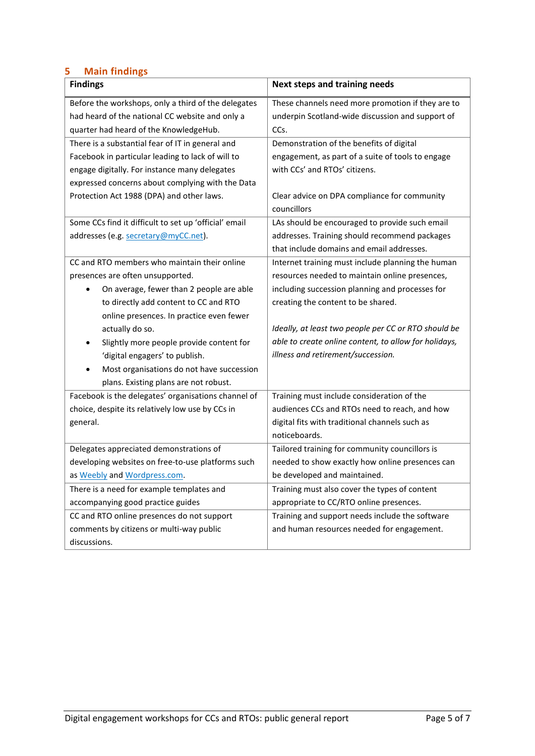## 5 Main findings

| Findings | Next steps and training needs |
|---|---|
| Before the workshops, only a third of the delegates had heard of the national CC website and only a quarter had heard of the KnowledgeHub. | These channels need more promotion if they are to underpin Scotland-wide discussion and support of CCs. |
| There is a substantial fear of IT in general and Facebook in particular leading to lack of will to engage digitally. For instance many delegates expressed concerns about complying with the Data Protection Act 1988 (DPA) and other laws. | Demonstration of the benefits of digital engagement, as part of a suite of tools to engage with CCs' and RTOs' citizens.<br><br>Clear advice on DPA compliance for community councillors |
| Some CCs find it difficult to set up 'official' email addresses (e.g. secretary@myCC.net). | LAs should be encouraged to provide such email addresses. Training should recommend packages that include domains and email addresses. |
| CC and RTO members who maintain their online presences are often unsupported.<br>• On average, fewer than 2 people are able to directly add content to CC and RTO online presences. In practice even fewer actually do so.<br>• Slightly more people provide content for 'digital engagers' to publish.<br>• Most organisations do not have succession plans. Existing plans are not robust. | Internet training must include planning the human resources needed to maintain online presences, including succession planning and processes for creating the content to be shared.<br><br>*Ideally, at least two people per CC or RTO should be able to create online content, to allow for holidays, illness and retirement/succession.* |
| Facebook is the delegates' organisations channel of choice, despite its relatively low use by CCs in general. | Training must include consideration of the audiences CCs and RTOs need to reach, and how digital fits with traditional channels such as noticeboards. |
| Delegates appreciated demonstrations of developing websites on free-to-use platforms such as Weebly and Wordpress.com. | Tailored training for community councillors is needed to show exactly how online presences can be developed and maintained. |
| There is a need for example templates and accompanying good practice guides | Training must also cover the types of content appropriate to CC/RTO online presences. |
| CC and RTO online presences do not support comments by citizens or multi-way public discussions. | Training and support needs include the software and human resources needed for engagement. |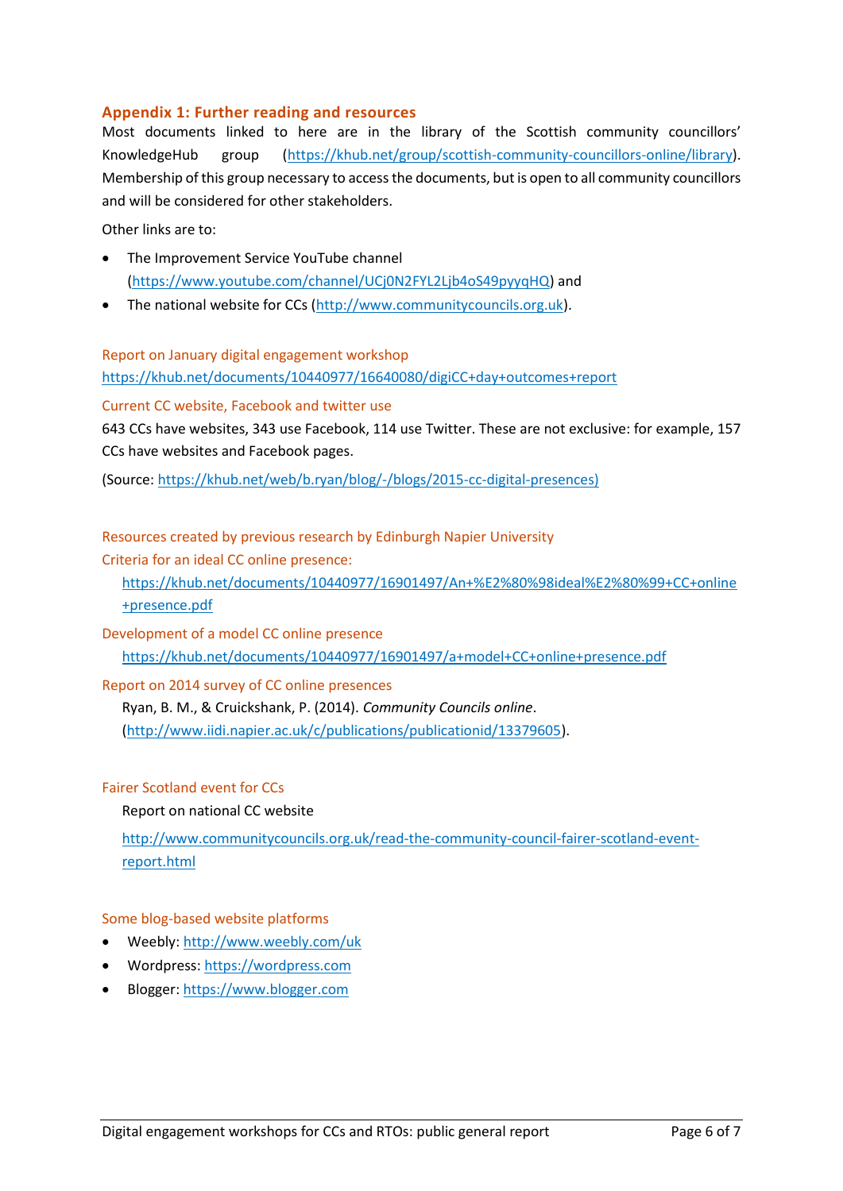## Appendix 1: Further reading and resources

Most documents linked to here are in the library of the Scottish community councillors' KnowledgeHub group (https://khub.net/group/scottish-community-councillors-online/library). Membership of this group necessary to access the documents, but is open to all community councillors and will be considered for other stakeholders.

Other links are to:

- The Improvement Service YouTube channel (https://www.youtube.com/channel/UCj0N2FYL2Ljb4oS49pyyqHQ) and
- The national website for CCs (http://www.communitycouncils.org.uk).

### Report on January digital engagement workshop

https://khub.net/documents/10440977/16640080/digiCC+day+outcomes+report

### Current CC website, Facebook and twitter use

643 CCs have websites, 343 use Facebook, 114 use Twitter. These are not exclusive: for example, 157 CCs have websites and Facebook pages.

(Source: https://khub.net/web/b.ryan/blog/-/blogs/2015-cc-digital-presences)

### Resources created by previous research by Edinburgh Napier University

#### Criteria for an ideal CC online presence:

https://khub.net/documents/10440977/16901497/An+%E2%80%98ideal%E2%80%99+CC+online+presence.pdf

#### Development of a model CC online presence

https://khub.net/documents/10440977/16901497/a+model+CC+online+presence.pdf

#### Report on 2014 survey of CC online presences

Ryan, B. M., & Cruickshank, P. (2014). *Community Councils online*. (http://www.iidi.napier.ac.uk/c/publications/publicationid/13379605).

### Fairer Scotland event for CCs

Report on national CC website

http://www.communitycouncils.org.uk/read-the-community-council-fairer-scotland-event-report.html

### Some blog-based website platforms

- Weebly: http://www.weebly.com/uk
- Wordpress: https://wordpress.com
- Blogger: https://www.blogger.com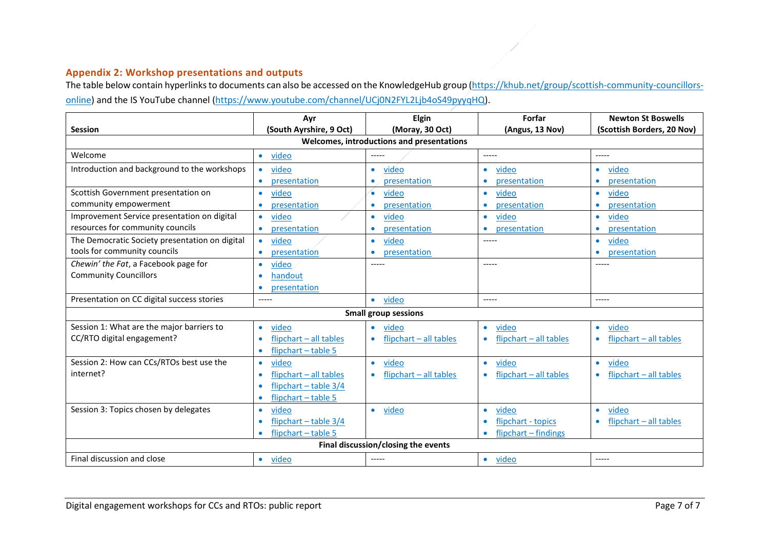## Appendix 2: Workshop presentations and outputs

The table below contain hyperlinks to documents can also be accessed on the KnowledgeHub group (https://khub.net/group/scottish-community-councillors-online) and the IS YouTube channel (https://www.youtube.com/channel/UCj0N2FYL2Ljb4oS49pyyqHQ).

| Session | Ayr (South Ayrshire, 9 Oct) | Elgin (Moray, 30 Oct) | Forfar (Angus, 13 Nov) | Newton St Boswells (Scottish Borders, 20 Nov) |
|---|---|---|---|---|
| **Welcomes, introductions and presentations** | | | | |
| Welcome | • video | ----- | ----- | ----- |
| Introduction and background to the workshops | • video<br>• presentation | • video<br>• presentation | • video<br>• presentation | • video<br>• presentation |
| Scottish Government presentation on community empowerment | • video<br>• presentation | • video<br>• presentation | • video<br>• presentation | • video<br>• presentation |
| Improvement Service presentation on digital resources for community councils | • video<br>• presentation | • video<br>• presentation | • video<br>• presentation | • video<br>• presentation |
| The Democratic Society presentation on digital tools for community councils | • video<br>• presentation | • video<br>• presentation | ----- | • video<br>• presentation |
| *Chewin' the Fat*, a Facebook page for Community Councillors | • video<br>• handout<br>• presentation | ----- | ----- | ----- |
| Presentation on CC digital success stories | ----- | • video | ----- | ----- |
| **Small group sessions** | | | | |
| Session 1: What are the major barriers to CC/RTO digital engagement? | • video<br>• flipchart – all tables<br>• flipchart – table 5 | • video<br>• flipchart – all tables | • video<br>• flipchart – all tables | • video<br>• flipchart – all tables |
| Session 2: How can CCs/RTOs best use the internet? | • video<br>• flipchart – all tables<br>• flipchart – table 3/4<br>• flipchart – table 5 | • video<br>• flipchart – all tables | • video<br>• flipchart – all tables | • video<br>• flipchart – all tables |
| Session 3: Topics chosen by delegates | • video<br>• flipchart – table 3/4<br>• flipchart – table 5 | • video | • video<br>• flipchart - topics<br>• flipchart – findings | • video<br>• flipchart – all tables |
| **Final discussion/closing the events** | | | | |
| Final discussion and close | • video | ----- | • video | ----- |